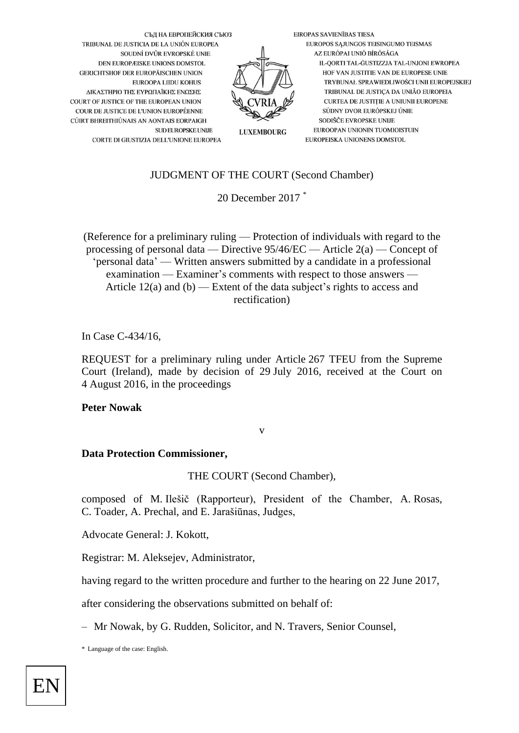СЪД НА ЕВРОПЕЙСКИЯ СЪЮЗ
TRIBUNAL DE JUSTICIA DE LA UNIÓN EUROPEA
SOUDNÍ DVŮR EVROPSKÉ UNIE
DEN EUROPÆISKE UNIONS DOMSTOL
GERICHTSHOF DER EUROPÄISCHEN UNION
EUROOPA LIIDU KOHUS
ΔΙΚΑΣΤΗΡΙΟ ΤΗΣ ΕΥΡΩΠΑΪΚΗΣ ΕΝΩΣΗΣ
COURT OF JUSTICE OF THE EUROPEAN UNION
COUR DE JUSTICE DE L'UNION EUROPÉENNE
CÚIRT BHREITHIÚNAIS AN AONTAIS EORPAIGH
SUD EUROPSKE UNIJE
CORTE DI GIUSTIZIA DELL'UNIONE EUROPEA

EIROPAS SAVIENĪBAS TIESA
EUROPOS SĄJUNGOS TEISINGUMO TEISMAS
AZ EURÓPAI UNIÓ BÍRÓSÁGA
IL-QORTI TAL-ĠUSTIZZJA TAL-UNJONI EWROPEA
HOF VAN JUSTITIE VAN DE EUROPESE UNIE
TRYBUNAŁ SPRAWIEDLIWOŚCI UNII EUROPEJSKIEJ
TRIBUNAL DE JUSTIÇA DA UNIÃO EUROPEIA
CURTEA DE JUSTIȚIE A UNIUNII EUROPENE
SÚDNY DVOR EURÓPSKEJ ÚNIE
SODIŠČE EVROPSKE UNIJE
EUROOPAN UNIONIN TUOMIOISTUIN
EUROPEISKA UNIONENS DOMSTOL

CVRIA
LUXEMBOURG

JUDGMENT OF THE COURT (Second Chamber)

20 December 2017 *

(Reference for a preliminary ruling — Protection of individuals with regard to the processing of personal data — Directive 95/46/EC — Article 2(a) — Concept of 'personal data' — Written answers submitted by a candidate in a professional examination — Examiner's comments with respect to those answers — Article 12(a) and (b) — Extent of the data subject's rights to access and rectification)

In Case C-434/16,

REQUEST for a preliminary ruling under Article 267 TFEU from the Supreme Court (Ireland), made by decision of 29 July 2016, received at the Court on 4 August 2016, in the proceedings

**Peter Nowak**

v

**Data Protection Commissioner,**

THE COURT (Second Chamber),

composed of M. Ilešič (Rapporteur), President of the Chamber, A. Rosas, C. Toader, A. Prechal, and E. Jarašiūnas, Judges,

Advocate General: J. Kokott,

Registrar: M. Aleksejev, Administrator,

having regard to the written procedure and further to the hearing on 22 June 2017,

after considering the observations submitted on behalf of:

– Mr Nowak, by G. Rudden, Solicitor, and N. Travers, Senior Counsel,

\* Language of the case: English.

EN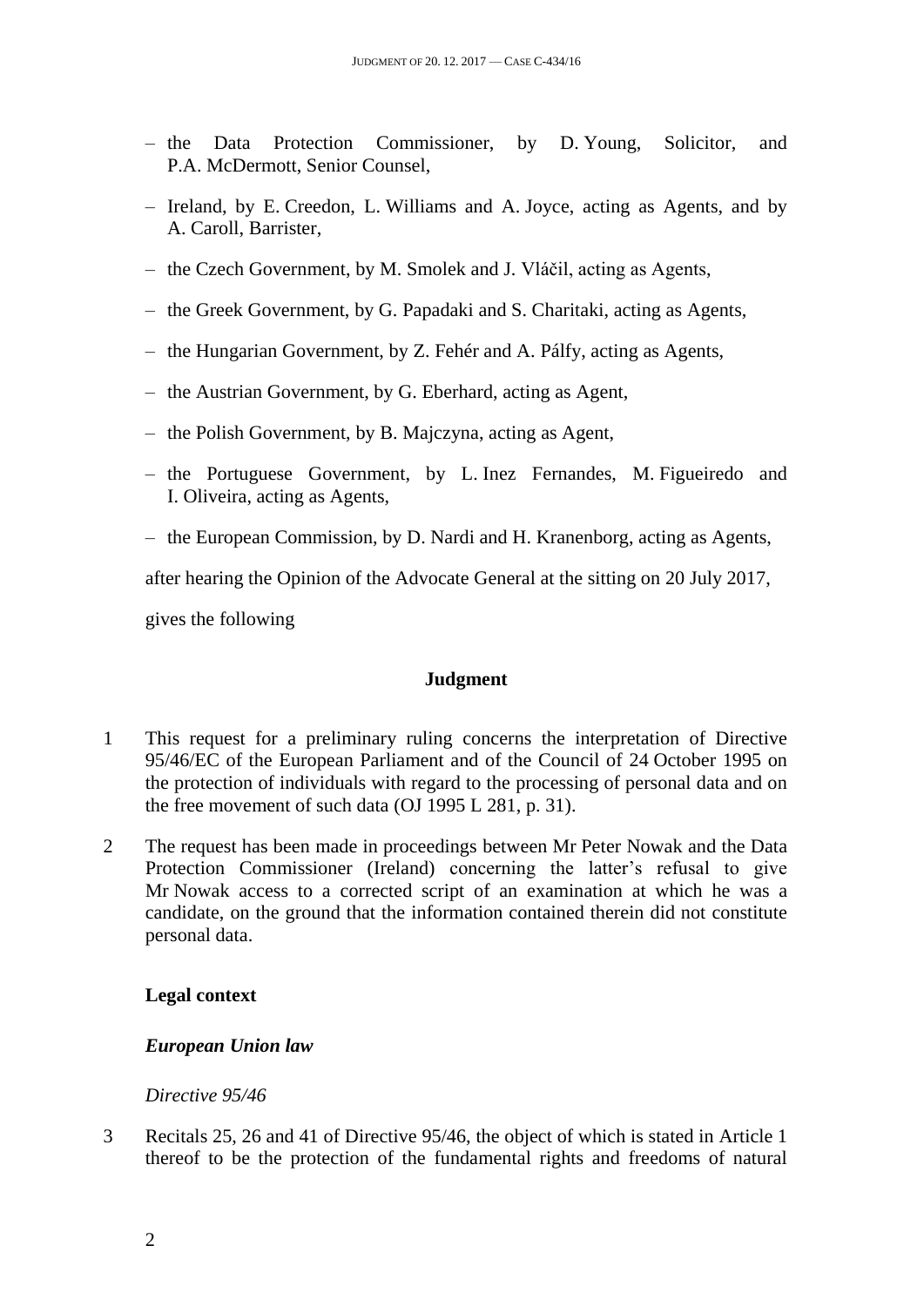– the Data Protection Commissioner, by D. Young, Solicitor, and P.A. McDermott, Senior Counsel,

– Ireland, by E. Creedon, L. Williams and A. Joyce, acting as Agents, and by A. Caroll, Barrister,

– the Czech Government, by M. Smolek and J. Vláčil, acting as Agents,

– the Greek Government, by G. Papadaki and S. Charitaki, acting as Agents,

– the Hungarian Government, by Z. Fehér and A. Pálfy, acting as Agents,

– the Austrian Government, by G. Eberhard, acting as Agent,

– the Polish Government, by B. Majczyna, acting as Agent,

– the Portuguese Government, by L. Inez Fernandes, M. Figueiredo and I. Oliveira, acting as Agents,

– the European Commission, by D. Nardi and H. Kranenborg, acting as Agents,

after hearing the Opinion of the Advocate General at the sitting on 20 July 2017,

gives the following

## Judgment

1 This request for a preliminary ruling concerns the interpretation of Directive 95/46/EC of the European Parliament and of the Council of 24 October 1995 on the protection of individuals with regard to the processing of personal data and on the free movement of such data (OJ 1995 L 281, p. 31).

2 The request has been made in proceedings between Mr Peter Nowak and the Data Protection Commissioner (Ireland) concerning the latter's refusal to give Mr Nowak access to a corrected script of an examination at which he was a candidate, on the ground that the information contained therein did not constitute personal data.

### Legal context

#### *European Union law*

*Directive 95/46*

3 Recitals 25, 26 and 41 of Directive 95/46, the object of which is stated in Article 1 thereof to be the protection of the fundamental rights and freedoms of natural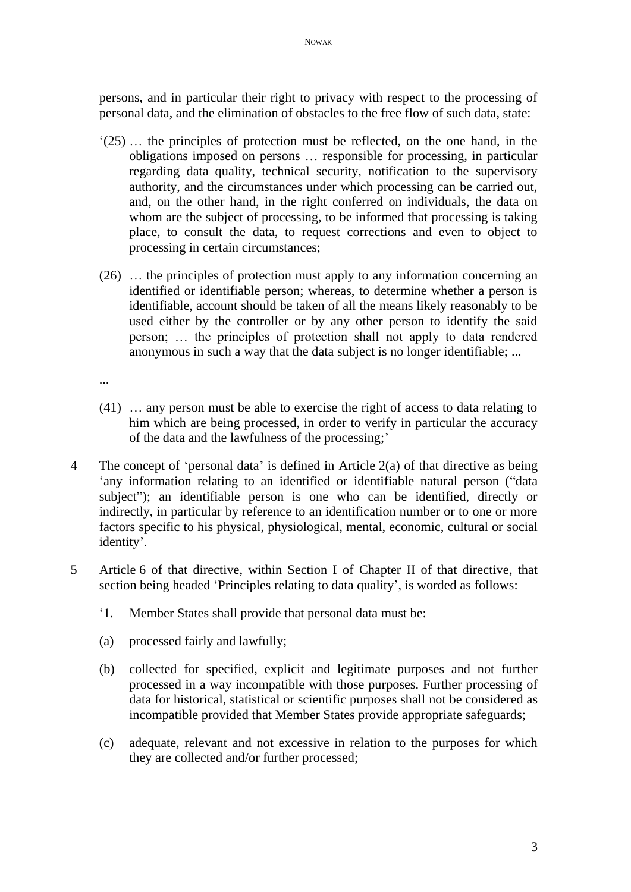persons, and in particular their right to privacy with respect to the processing of personal data, and the elimination of obstacles to the free flow of such data, state:

'(25) … the principles of protection must be reflected, on the one hand, in the obligations imposed on persons … responsible for processing, in particular regarding data quality, technical security, notification to the supervisory authority, and the circumstances under which processing can be carried out, and, on the other hand, in the right conferred on individuals, the data on whom are the subject of processing, to be informed that processing is taking place, to consult the data, to request corrections and even to object to processing in certain circumstances;

(26) … the principles of protection must apply to any information concerning an identified or identifiable person; whereas, to determine whether a person is identifiable, account should be taken of all the means likely reasonably to be used either by the controller or by any other person to identify the said person; … the principles of protection shall not apply to data rendered anonymous in such a way that the data subject is no longer identifiable; ...

...

(41) … any person must be able to exercise the right of access to data relating to him which are being processed, in order to verify in particular the accuracy of the data and the lawfulness of the processing;'

4 The concept of 'personal data' is defined in Article 2(a) of that directive as being 'any information relating to an identified or identifiable natural person ("data subject"); an identifiable person is one who can be identified, directly or indirectly, in particular by reference to an identification number or to one or more factors specific to his physical, physiological, mental, economic, cultural or social identity'.

5 Article 6 of that directive, within Section I of Chapter II of that directive, that section being headed 'Principles relating to data quality', is worded as follows:

'1. Member States shall provide that personal data must be:

(a) processed fairly and lawfully;

(b) collected for specified, explicit and legitimate purposes and not further processed in a way incompatible with those purposes. Further processing of data for historical, statistical or scientific purposes shall not be considered as incompatible provided that Member States provide appropriate safeguards;

(c) adequate, relevant and not excessive in relation to the purposes for which they are collected and/or further processed;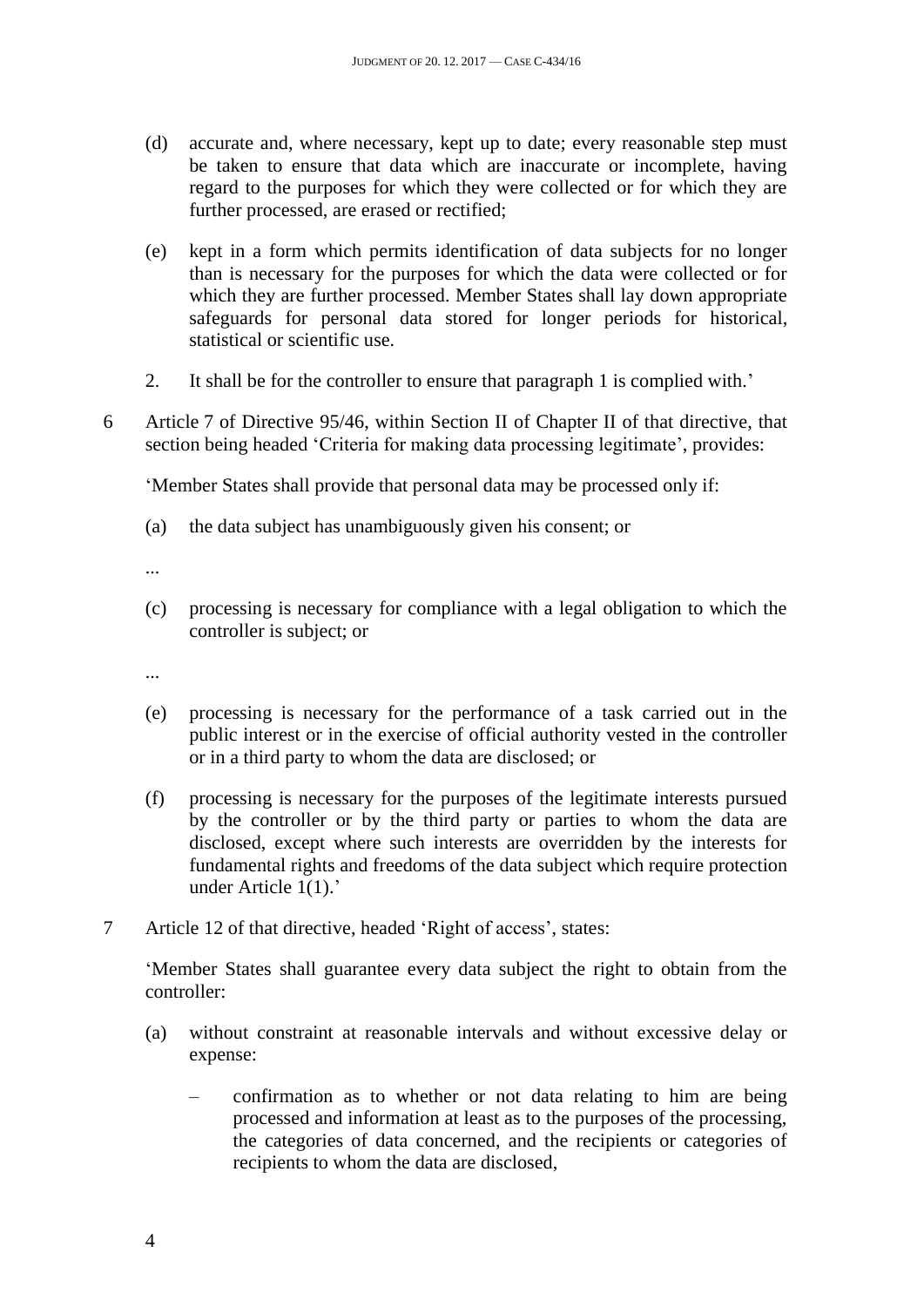(d) accurate and, where necessary, kept up to date; every reasonable step must be taken to ensure that data which are inaccurate or incomplete, having regard to the purposes for which they were collected or for which they are further processed, are erased or rectified;

(e) kept in a form which permits identification of data subjects for no longer than is necessary for the purposes for which the data were collected or for which they are further processed. Member States shall lay down appropriate safeguards for personal data stored for longer periods for historical, statistical or scientific use.

2. It shall be for the controller to ensure that paragraph 1 is complied with.'

6 Article 7 of Directive 95/46, within Section II of Chapter II of that directive, that section being headed 'Criteria for making data processing legitimate', provides:

'Member States shall provide that personal data may be processed only if:

(a) the data subject has unambiguously given his consent; or

...

(c) processing is necessary for compliance with a legal obligation to which the controller is subject; or

...

(e) processing is necessary for the performance of a task carried out in the public interest or in the exercise of official authority vested in the controller or in a third party to whom the data are disclosed; or

(f) processing is necessary for the purposes of the legitimate interests pursued by the controller or by the third party or parties to whom the data are disclosed, except where such interests are overridden by the interests for fundamental rights and freedoms of the data subject which require protection under Article 1(1).'

7 Article 12 of that directive, headed 'Right of access', states:

'Member States shall guarantee every data subject the right to obtain from the controller:

(a) without constraint at reasonable intervals and without excessive delay or expense:

– confirmation as to whether or not data relating to him are being processed and information at least as to the purposes of the processing, the categories of data concerned, and the recipients or categories of recipients to whom the data are disclosed,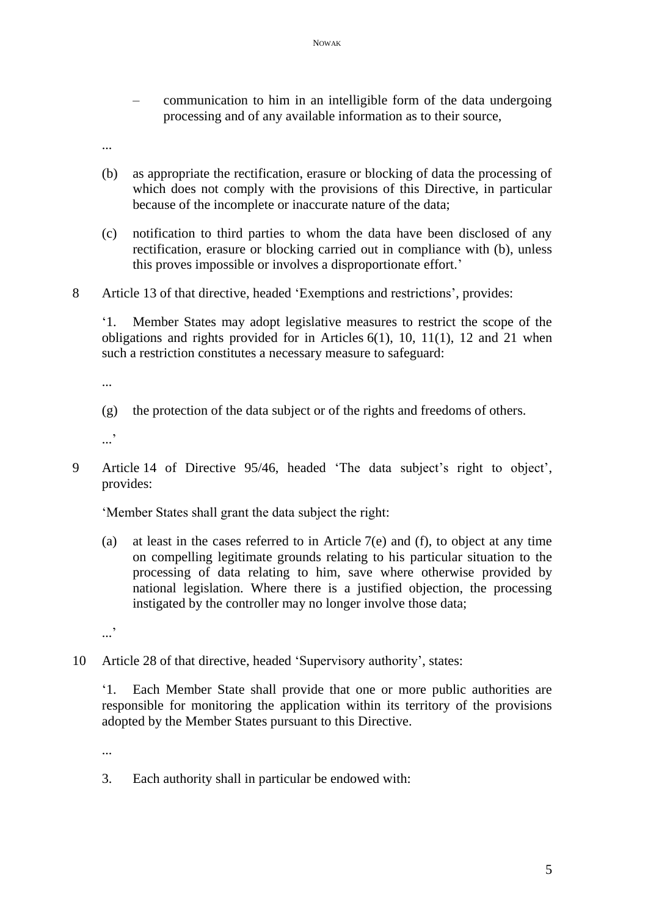– communication to him in an intelligible form of the data undergoing processing and of any available information as to their source,

...

(b) as appropriate the rectification, erasure or blocking of data the processing of which does not comply with the provisions of this Directive, in particular because of the incomplete or inaccurate nature of the data;

(c) notification to third parties to whom the data have been disclosed of any rectification, erasure or blocking carried out in compliance with (b), unless this proves impossible or involves a disproportionate effort.'

8 Article 13 of that directive, headed 'Exemptions and restrictions', provides:

'1. Member States may adopt legislative measures to restrict the scope of the obligations and rights provided for in Articles 6(1), 10, 11(1), 12 and 21 when such a restriction constitutes a necessary measure to safeguard:

...

(g) the protection of the data subject or of the rights and freedoms of others.

...'

9 Article 14 of Directive 95/46, headed 'The data subject's right to object', provides:

'Member States shall grant the data subject the right:

(a) at least in the cases referred to in Article 7(e) and (f), to object at any time on compelling legitimate grounds relating to his particular situation to the processing of data relating to him, save where otherwise provided by national legislation. Where there is a justified objection, the processing instigated by the controller may no longer involve those data;

...'

10 Article 28 of that directive, headed 'Supervisory authority', states:

'1. Each Member State shall provide that one or more public authorities are responsible for monitoring the application within its territory of the provisions adopted by the Member States pursuant to this Directive.

...

3. Each authority shall in particular be endowed with: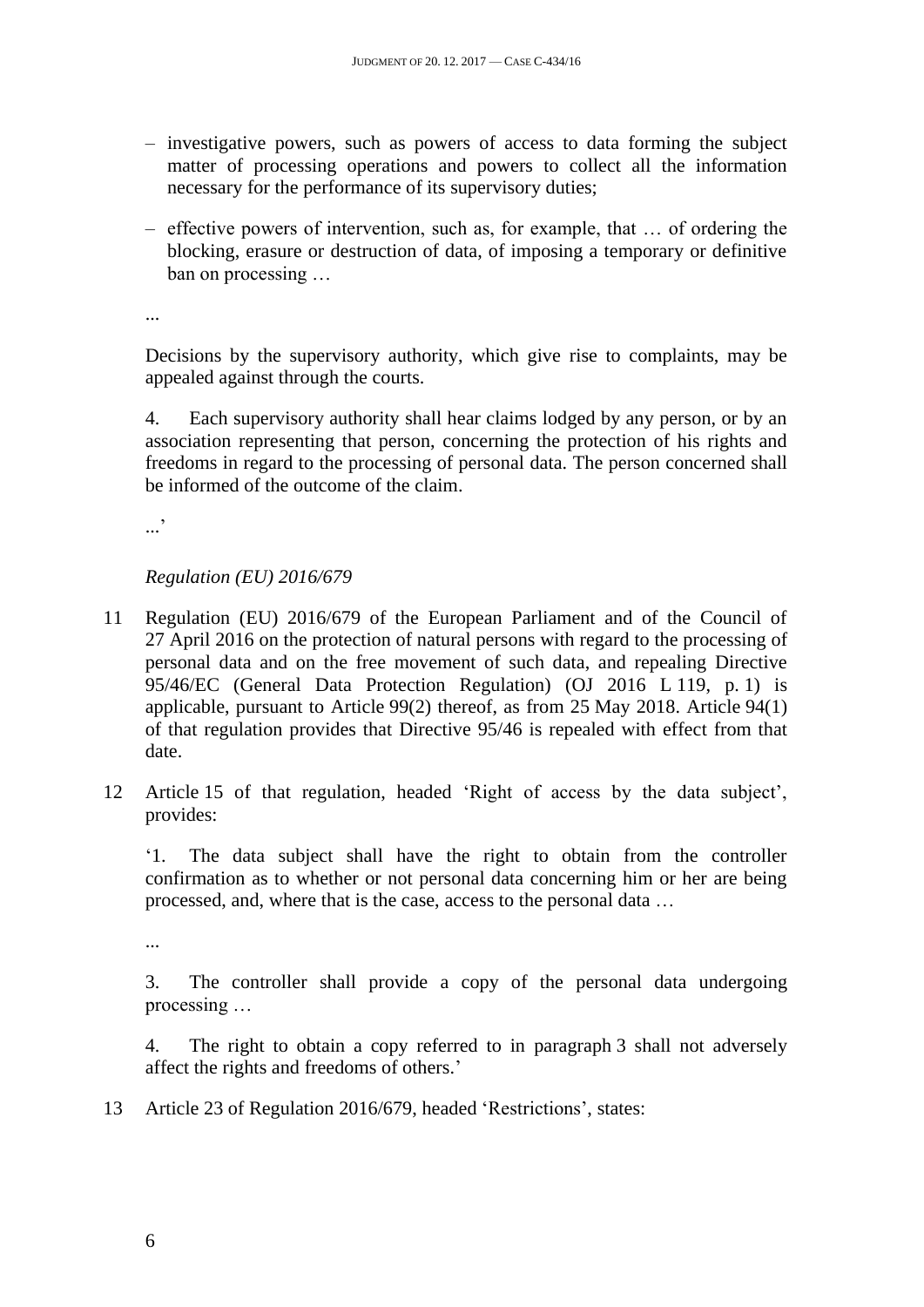– investigative powers, such as powers of access to data forming the subject matter of processing operations and powers to collect all the information necessary for the performance of its supervisory duties;

– effective powers of intervention, such as, for example, that … of ordering the blocking, erasure or destruction of data, of imposing a temporary or definitive ban on processing …

...

Decisions by the supervisory authority, which give rise to complaints, may be appealed against through the courts.

4. Each supervisory authority shall hear claims lodged by any person, or by an association representing that person, concerning the protection of his rights and freedoms in regard to the processing of personal data. The person concerned shall be informed of the outcome of the claim.

...'

*Regulation (EU) 2016/679*

11 Regulation (EU) 2016/679 of the European Parliament and of the Council of 27 April 2016 on the protection of natural persons with regard to the processing of personal data and on the free movement of such data, and repealing Directive 95/46/EC (General Data Protection Regulation) (OJ 2016 L 119, p. 1) is applicable, pursuant to Article 99(2) thereof, as from 25 May 2018. Article 94(1) of that regulation provides that Directive 95/46 is repealed with effect from that date.

12 Article 15 of that regulation, headed 'Right of access by the data subject', provides:

'1. The data subject shall have the right to obtain from the controller confirmation as to whether or not personal data concerning him or her are being processed, and, where that is the case, access to the personal data …

...

3. The controller shall provide a copy of the personal data undergoing processing …

4. The right to obtain a copy referred to in paragraph 3 shall not adversely affect the rights and freedoms of others.'

13 Article 23 of Regulation 2016/679, headed 'Restrictions', states: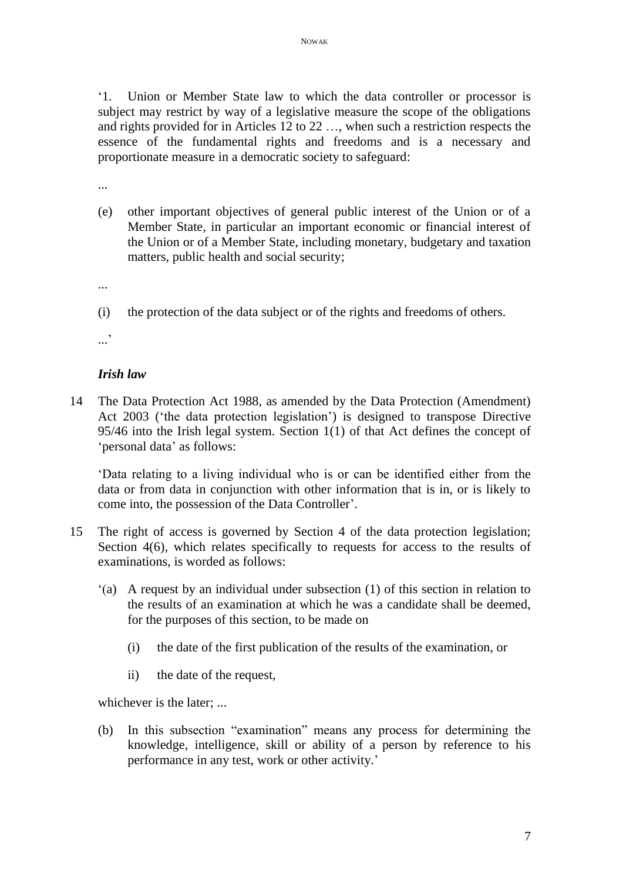'1. Union or Member State law to which the data controller or processor is subject may restrict by way of a legislative measure the scope of the obligations and rights provided for in Articles 12 to 22 …, when such a restriction respects the essence of the fundamental rights and freedoms and is a necessary and proportionate measure in a democratic society to safeguard:

...

(e) other important objectives of general public interest of the Union or of a Member State, in particular an important economic or financial interest of the Union or of a Member State, including monetary, budgetary and taxation matters, public health and social security;

...

(i) the protection of the data subject or of the rights and freedoms of others.

...'

*Irish law*

14 The Data Protection Act 1988, as amended by the Data Protection (Amendment) Act 2003 ('the data protection legislation') is designed to transpose Directive 95/46 into the Irish legal system. Section 1(1) of that Act defines the concept of 'personal data' as follows:

'Data relating to a living individual who is or can be identified either from the data or from data in conjunction with other information that is in, or is likely to come into, the possession of the Data Controller'.

15 The right of access is governed by Section 4 of the data protection legislation; Section 4(6), which relates specifically to requests for access to the results of examinations, is worded as follows:

'(a) A request by an individual under subsection (1) of this section in relation to the results of an examination at which he was a candidate shall be deemed, for the purposes of this section, to be made on

(i) the date of the first publication of the results of the examination, or

ii) the date of the request,

whichever is the later; ...

(b) In this subsection "examination" means any process for determining the knowledge, intelligence, skill or ability of a person by reference to his performance in any test, work or other activity.'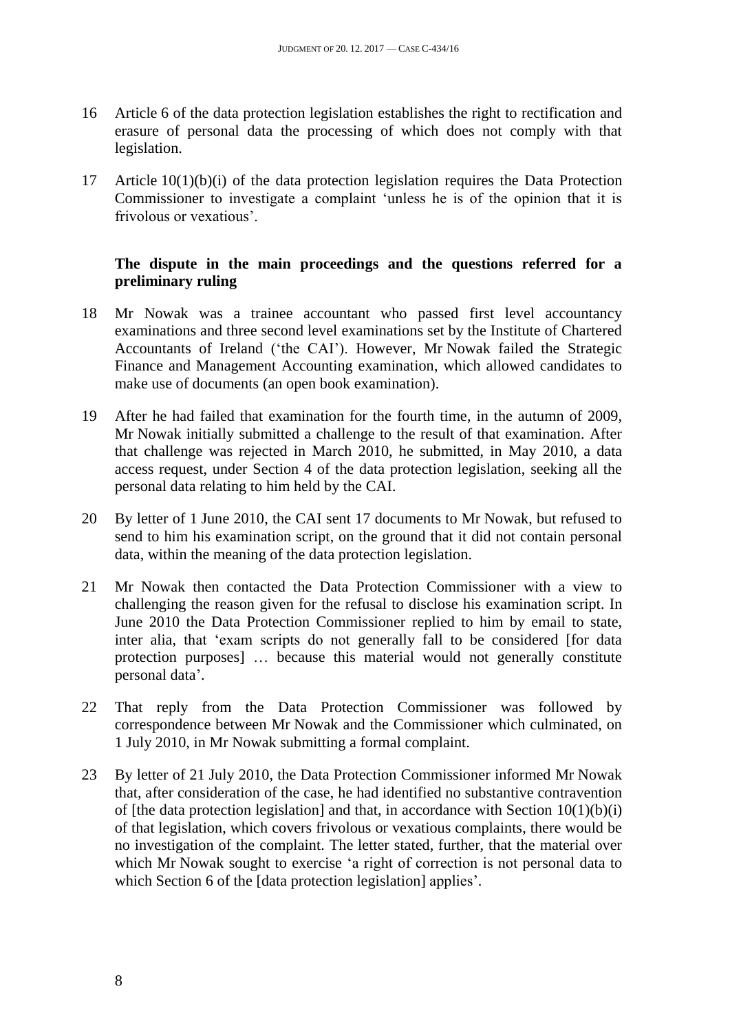16 Article 6 of the data protection legislation establishes the right to rectification and erasure of personal data the processing of which does not comply with that legislation.

17 Article 10(1)(b)(i) of the data protection legislation requires the Data Protection Commissioner to investigate a complaint 'unless he is of the opinion that it is frivolous or vexatious'.

### The dispute in the main proceedings and the questions referred for a preliminary ruling

18 Mr Nowak was a trainee accountant who passed first level accountancy examinations and three second level examinations set by the Institute of Chartered Accountants of Ireland ('the CAI'). However, Mr Nowak failed the Strategic Finance and Management Accounting examination, which allowed candidates to make use of documents (an open book examination).

19 After he had failed that examination for the fourth time, in the autumn of 2009, Mr Nowak initially submitted a challenge to the result of that examination. After that challenge was rejected in March 2010, he submitted, in May 2010, a data access request, under Section 4 of the data protection legislation, seeking all the personal data relating to him held by the CAI.

20 By letter of 1 June 2010, the CAI sent 17 documents to Mr Nowak, but refused to send to him his examination script, on the ground that it did not contain personal data, within the meaning of the data protection legislation.

21 Mr Nowak then contacted the Data Protection Commissioner with a view to challenging the reason given for the refusal to disclose his examination script. In June 2010 the Data Protection Commissioner replied to him by email to state, inter alia, that 'exam scripts do not generally fall to be considered [for data protection purposes] … because this material would not generally constitute personal data'.

22 That reply from the Data Protection Commissioner was followed by correspondence between Mr Nowak and the Commissioner which culminated, on 1 July 2010, in Mr Nowak submitting a formal complaint.

23 By letter of 21 July 2010, the Data Protection Commissioner informed Mr Nowak that, after consideration of the case, he had identified no substantive contravention of [the data protection legislation] and that, in accordance with Section 10(1)(b)(i) of that legislation, which covers frivolous or vexatious complaints, there would be no investigation of the complaint. The letter stated, further, that the material over which Mr Nowak sought to exercise 'a right of correction is not personal data to which Section 6 of the [data protection legislation] applies'.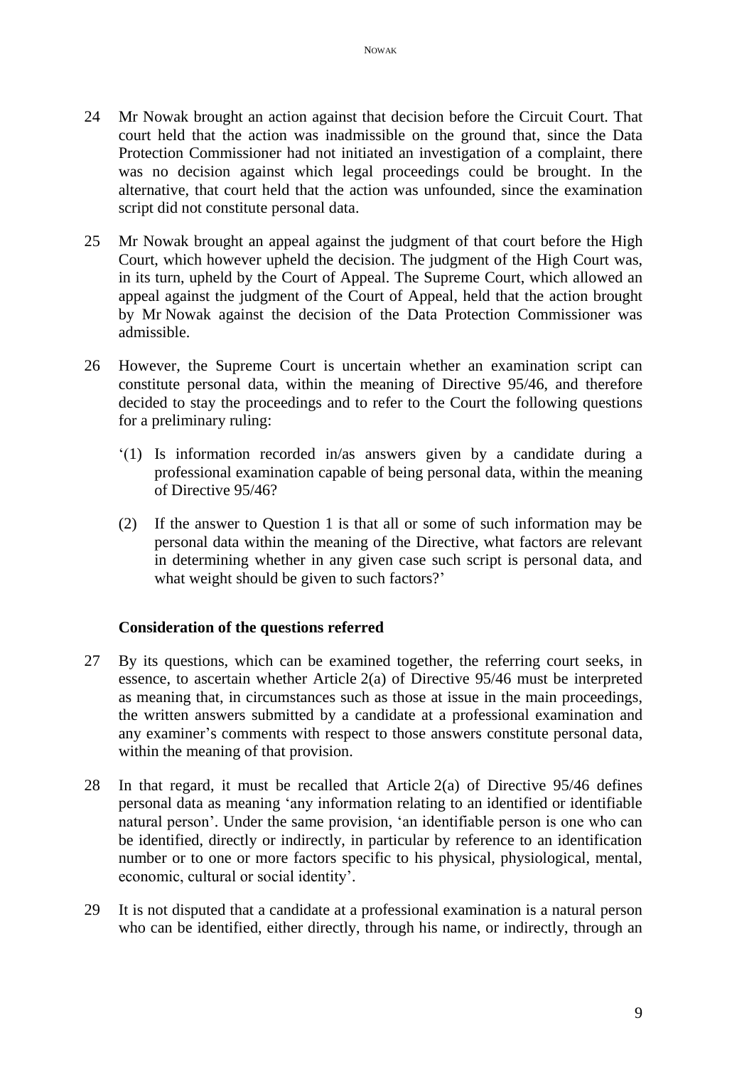24 Mr Nowak brought an action against that decision before the Circuit Court. That court held that the action was inadmissible on the ground that, since the Data Protection Commissioner had not initiated an investigation of a complaint, there was no decision against which legal proceedings could be brought. In the alternative, that court held that the action was unfounded, since the examination script did not constitute personal data.

25 Mr Nowak brought an appeal against the judgment of that court before the High Court, which however upheld the decision. The judgment of the High Court was, in its turn, upheld by the Court of Appeal. The Supreme Court, which allowed an appeal against the judgment of the Court of Appeal, held that the action brought by Mr Nowak against the decision of the Data Protection Commissioner was admissible.

26 However, the Supreme Court is uncertain whether an examination script can constitute personal data, within the meaning of Directive 95/46, and therefore decided to stay the proceedings and to refer to the Court the following questions for a preliminary ruling:

> '(1) Is information recorded in/as answers given by a candidate during a professional examination capable of being personal data, within the meaning of Directive 95/46?
>
> (2) If the answer to Question 1 is that all or some of such information may be personal data within the meaning of the Directive, what factors are relevant in determining whether in any given case such script is personal data, and what weight should be given to such factors?'

### Consideration of the questions referred

27 By its questions, which can be examined together, the referring court seeks, in essence, to ascertain whether Article 2(a) of Directive 95/46 must be interpreted as meaning that, in circumstances such as those at issue in the main proceedings, the written answers submitted by a candidate at a professional examination and any examiner's comments with respect to those answers constitute personal data, within the meaning of that provision.

28 In that regard, it must be recalled that Article 2(a) of Directive 95/46 defines personal data as meaning 'any information relating to an identified or identifiable natural person'. Under the same provision, 'an identifiable person is one who can be identified, directly or indirectly, in particular by reference to an identification number or to one or more factors specific to his physical, physiological, mental, economic, cultural or social identity'.

29 It is not disputed that a candidate at a professional examination is a natural person who can be identified, either directly, through his name, or indirectly, through an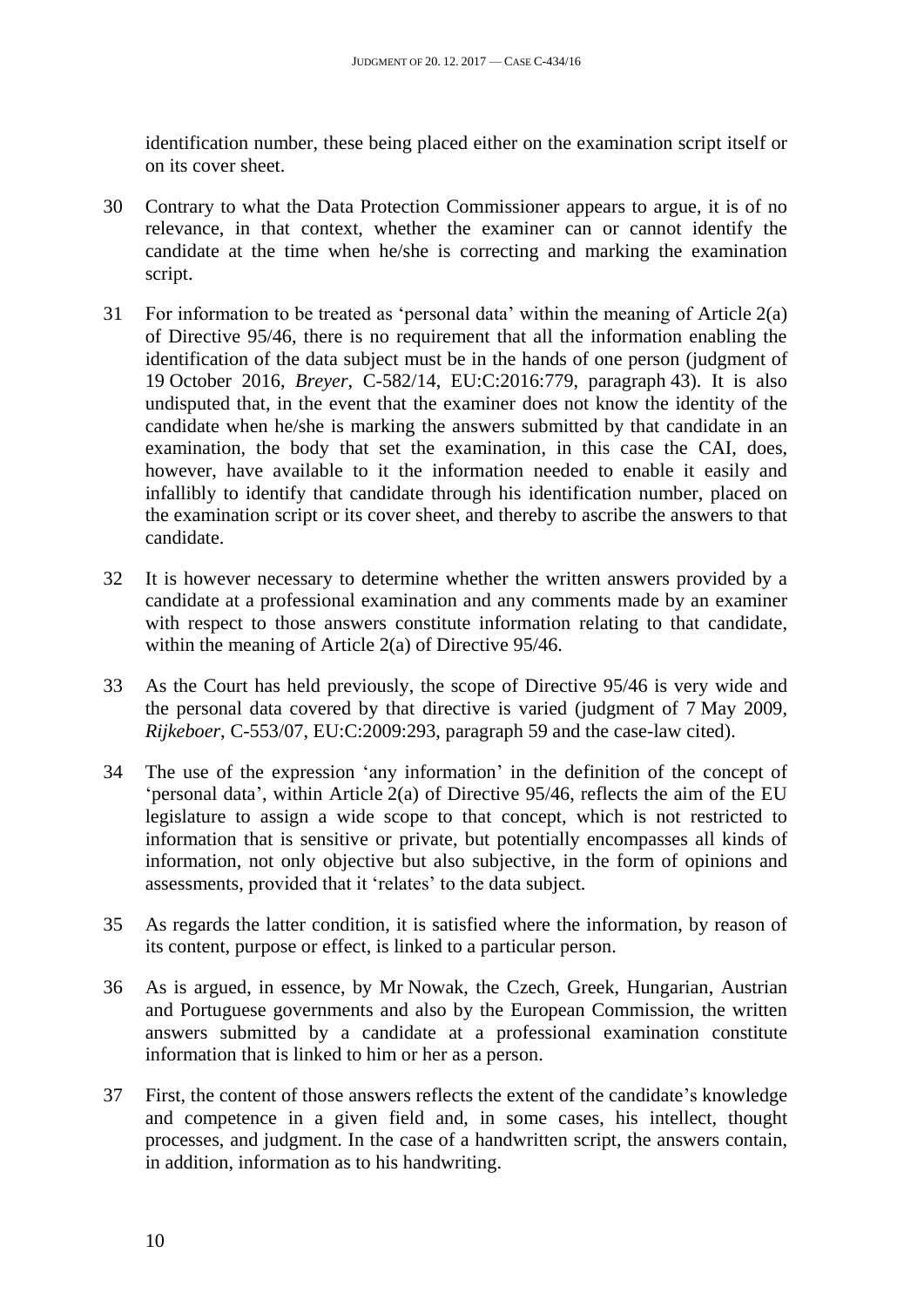identification number, these being placed either on the examination script itself or on its cover sheet.

30 Contrary to what the Data Protection Commissioner appears to argue, it is of no relevance, in that context, whether the examiner can or cannot identify the candidate at the time when he/she is correcting and marking the examination script.

31 For information to be treated as 'personal data' within the meaning of Article 2(a) of Directive 95/46, there is no requirement that all the information enabling the identification of the data subject must be in the hands of one person (judgment of 19 October 2016, *Breyer*, C-582/14, EU:C:2016:779, paragraph 43). It is also undisputed that, in the event that the examiner does not know the identity of the candidate when he/she is marking the answers submitted by that candidate in an examination, the body that set the examination, in this case the CAI, does, however, have available to it the information needed to enable it easily and infallibly to identify that candidate through his identification number, placed on the examination script or its cover sheet, and thereby to ascribe the answers to that candidate.

32 It is however necessary to determine whether the written answers provided by a candidate at a professional examination and any comments made by an examiner with respect to those answers constitute information relating to that candidate, within the meaning of Article 2(a) of Directive 95/46.

33 As the Court has held previously, the scope of Directive 95/46 is very wide and the personal data covered by that directive is varied (judgment of 7 May 2009, *Rijkeboer*, C-553/07, EU:C:2009:293, paragraph 59 and the case-law cited).

34 The use of the expression 'any information' in the definition of the concept of 'personal data', within Article 2(a) of Directive 95/46, reflects the aim of the EU legislature to assign a wide scope to that concept, which is not restricted to information that is sensitive or private, but potentially encompasses all kinds of information, not only objective but also subjective, in the form of opinions and assessments, provided that it 'relates' to the data subject.

35 As regards the latter condition, it is satisfied where the information, by reason of its content, purpose or effect, is linked to a particular person.

36 As is argued, in essence, by Mr Nowak, the Czech, Greek, Hungarian, Austrian and Portuguese governments and also by the European Commission, the written answers submitted by a candidate at a professional examination constitute information that is linked to him or her as a person.

37 First, the content of those answers reflects the extent of the candidate's knowledge and competence in a given field and, in some cases, his intellect, thought processes, and judgment. In the case of a handwritten script, the answers contain, in addition, information as to his handwriting.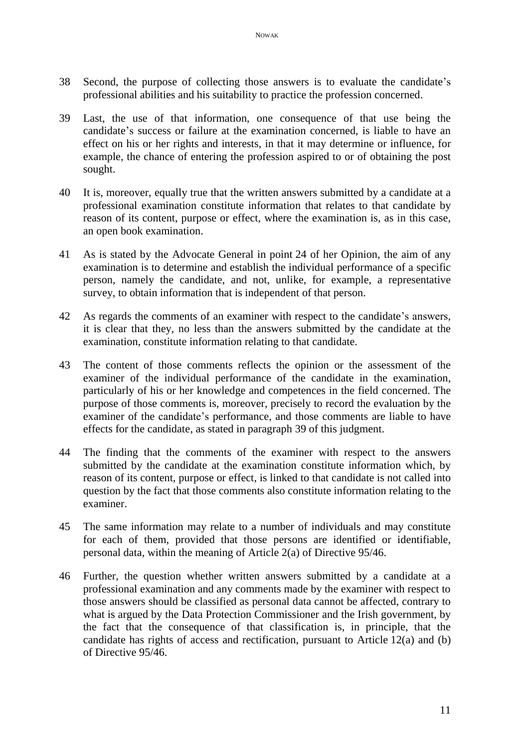38 Second, the purpose of collecting those answers is to evaluate the candidate's professional abilities and his suitability to practice the profession concerned.

39 Last, the use of that information, one consequence of that use being the candidate's success or failure at the examination concerned, is liable to have an effect on his or her rights and interests, in that it may determine or influence, for example, the chance of entering the profession aspired to or of obtaining the post sought.

40 It is, moreover, equally true that the written answers submitted by a candidate at a professional examination constitute information that relates to that candidate by reason of its content, purpose or effect, where the examination is, as in this case, an open book examination.

41 As is stated by the Advocate General in point 24 of her Opinion, the aim of any examination is to determine and establish the individual performance of a specific person, namely the candidate, and not, unlike, for example, a representative survey, to obtain information that is independent of that person.

42 As regards the comments of an examiner with respect to the candidate's answers, it is clear that they, no less than the answers submitted by the candidate at the examination, constitute information relating to that candidate.

43 The content of those comments reflects the opinion or the assessment of the examiner of the individual performance of the candidate in the examination, particularly of his or her knowledge and competences in the field concerned. The purpose of those comments is, moreover, precisely to record the evaluation by the examiner of the candidate's performance, and those comments are liable to have effects for the candidate, as stated in paragraph 39 of this judgment.

44 The finding that the comments of the examiner with respect to the answers submitted by the candidate at the examination constitute information which, by reason of its content, purpose or effect, is linked to that candidate is not called into question by the fact that those comments also constitute information relating to the examiner.

45 The same information may relate to a number of individuals and may constitute for each of them, provided that those persons are identified or identifiable, personal data, within the meaning of Article 2(a) of Directive 95/46.

46 Further, the question whether written answers submitted by a candidate at a professional examination and any comments made by the examiner with respect to those answers should be classified as personal data cannot be affected, contrary to what is argued by the Data Protection Commissioner and the Irish government, by the fact that the consequence of that classification is, in principle, that the candidate has rights of access and rectification, pursuant to Article 12(a) and (b) of Directive 95/46.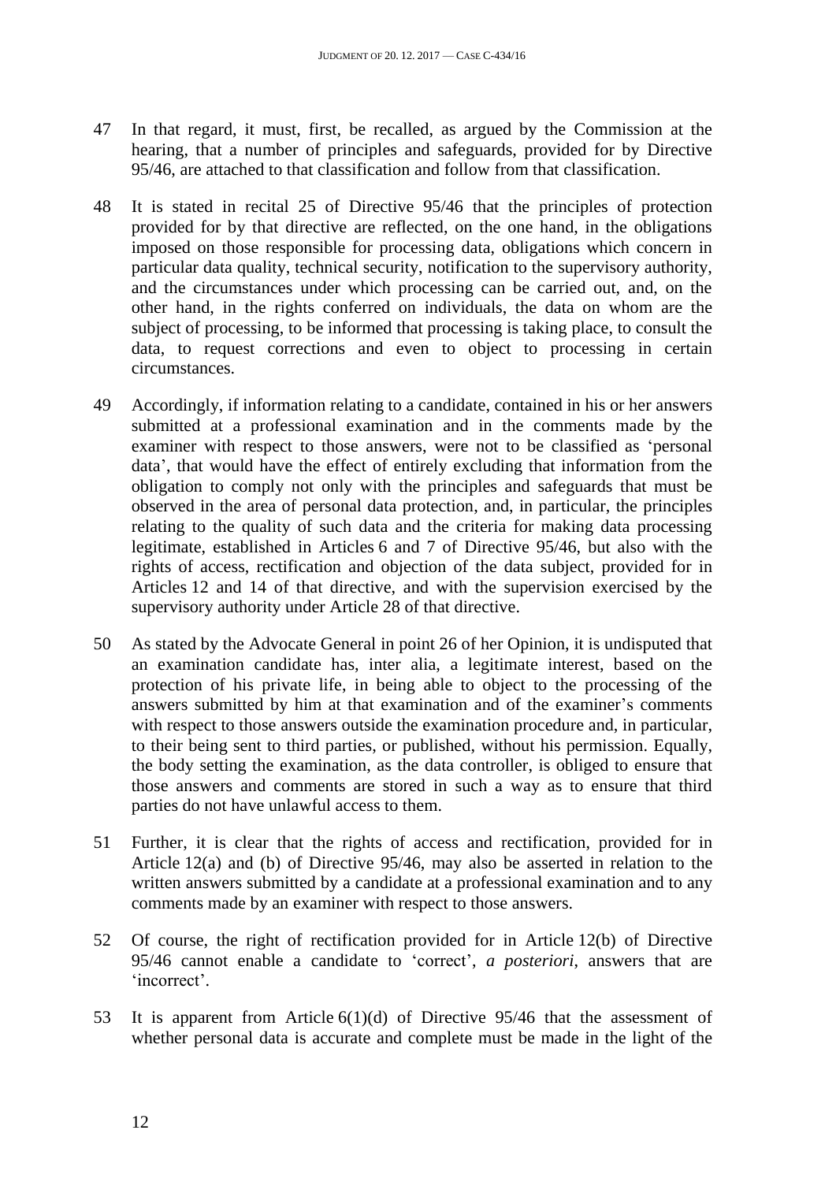47 In that regard, it must, first, be recalled, as argued by the Commission at the hearing, that a number of principles and safeguards, provided for by Directive 95/46, are attached to that classification and follow from that classification.

48 It is stated in recital 25 of Directive 95/46 that the principles of protection provided for by that directive are reflected, on the one hand, in the obligations imposed on those responsible for processing data, obligations which concern in particular data quality, technical security, notification to the supervisory authority, and the circumstances under which processing can be carried out, and, on the other hand, in the rights conferred on individuals, the data on whom are the subject of processing, to be informed that processing is taking place, to consult the data, to request corrections and even to object to processing in certain circumstances.

49 Accordingly, if information relating to a candidate, contained in his or her answers submitted at a professional examination and in the comments made by the examiner with respect to those answers, were not to be classified as 'personal data', that would have the effect of entirely excluding that information from the obligation to comply not only with the principles and safeguards that must be observed in the area of personal data protection, and, in particular, the principles relating to the quality of such data and the criteria for making data processing legitimate, established in Articles 6 and 7 of Directive 95/46, but also with the rights of access, rectification and objection of the data subject, provided for in Articles 12 and 14 of that directive, and with the supervision exercised by the supervisory authority under Article 28 of that directive.

50 As stated by the Advocate General in point 26 of her Opinion, it is undisputed that an examination candidate has, inter alia, a legitimate interest, based on the protection of his private life, in being able to object to the processing of the answers submitted by him at that examination and of the examiner's comments with respect to those answers outside the examination procedure and, in particular, to their being sent to third parties, or published, without his permission. Equally, the body setting the examination, as the data controller, is obliged to ensure that those answers and comments are stored in such a way as to ensure that third parties do not have unlawful access to them.

51 Further, it is clear that the rights of access and rectification, provided for in Article 12(a) and (b) of Directive 95/46, may also be asserted in relation to the written answers submitted by a candidate at a professional examination and to any comments made by an examiner with respect to those answers.

52 Of course, the right of rectification provided for in Article 12(b) of Directive 95/46 cannot enable a candidate to 'correct', *a posteriori*, answers that are 'incorrect'.

53 It is apparent from Article 6(1)(d) of Directive 95/46 that the assessment of whether personal data is accurate and complete must be made in the light of the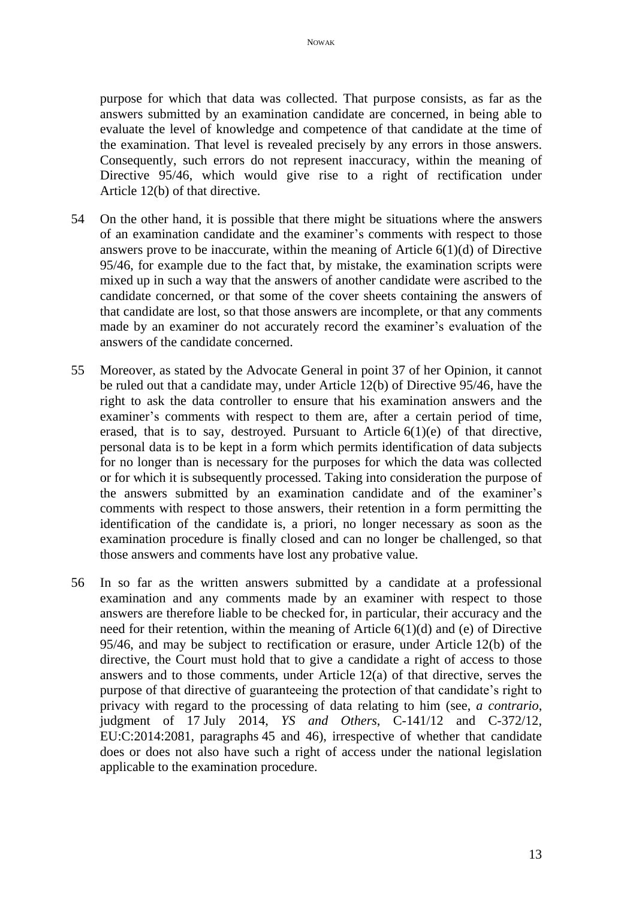purpose for which that data was collected. That purpose consists, as far as the answers submitted by an examination candidate are concerned, in being able to evaluate the level of knowledge and competence of that candidate at the time of the examination. That level is revealed precisely by any errors in those answers. Consequently, such errors do not represent inaccuracy, within the meaning of Directive 95/46, which would give rise to a right of rectification under Article 12(b) of that directive.

54 On the other hand, it is possible that there might be situations where the answers of an examination candidate and the examiner's comments with respect to those answers prove to be inaccurate, within the meaning of Article 6(1)(d) of Directive 95/46, for example due to the fact that, by mistake, the examination scripts were mixed up in such a way that the answers of another candidate were ascribed to the candidate concerned, or that some of the cover sheets containing the answers of that candidate are lost, so that those answers are incomplete, or that any comments made by an examiner do not accurately record the examiner's evaluation of the answers of the candidate concerned.

55 Moreover, as stated by the Advocate General in point 37 of her Opinion, it cannot be ruled out that a candidate may, under Article 12(b) of Directive 95/46, have the right to ask the data controller to ensure that his examination answers and the examiner's comments with respect to them are, after a certain period of time, erased, that is to say, destroyed. Pursuant to Article 6(1)(e) of that directive, personal data is to be kept in a form which permits identification of data subjects for no longer than is necessary for the purposes for which the data was collected or for which it is subsequently processed. Taking into consideration the purpose of the answers submitted by an examination candidate and of the examiner's comments with respect to those answers, their retention in a form permitting the identification of the candidate is, a priori, no longer necessary as soon as the examination procedure is finally closed and can no longer be challenged, so that those answers and comments have lost any probative value.

56 In so far as the written answers submitted by a candidate at a professional examination and any comments made by an examiner with respect to those answers are therefore liable to be checked for, in particular, their accuracy and the need for their retention, within the meaning of Article 6(1)(d) and (e) of Directive 95/46, and may be subject to rectification or erasure, under Article 12(b) of the directive, the Court must hold that to give a candidate a right of access to those answers and to those comments, under Article 12(a) of that directive, serves the purpose of that directive of guaranteeing the protection of that candidate's right to privacy with regard to the processing of data relating to him (see, *a contrario*, judgment of 17 July 2014, *YS and Others*, C-141/12 and C-372/12, EU:C:2014:2081, paragraphs 45 and 46), irrespective of whether that candidate does or does not also have such a right of access under the national legislation applicable to the examination procedure.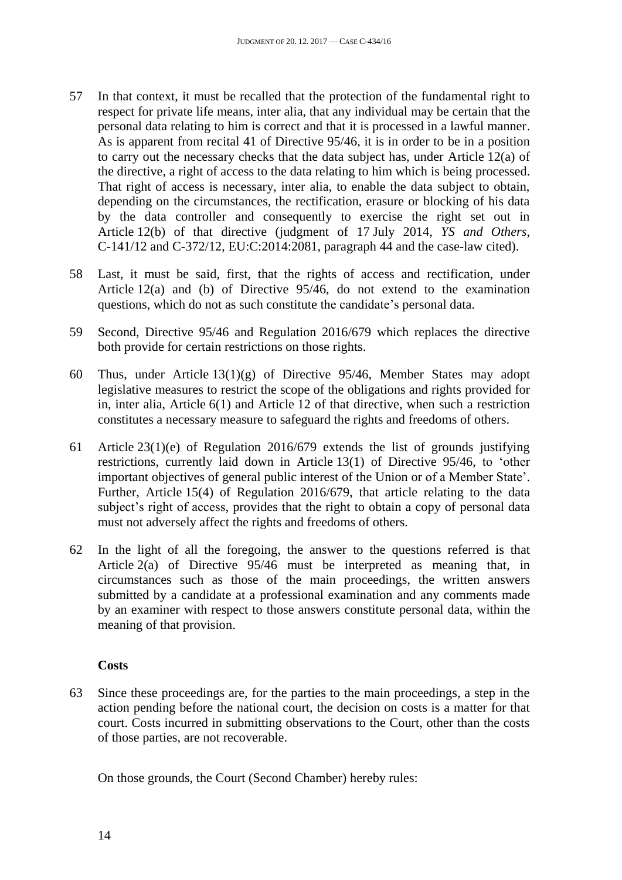57 In that context, it must be recalled that the protection of the fundamental right to respect for private life means, inter alia, that any individual may be certain that the personal data relating to him is correct and that it is processed in a lawful manner. As is apparent from recital 41 of Directive 95/46, it is in order to be in a position to carry out the necessary checks that the data subject has, under Article 12(a) of the directive, a right of access to the data relating to him which is being processed. That right of access is necessary, inter alia, to enable the data subject to obtain, depending on the circumstances, the rectification, erasure or blocking of his data by the data controller and consequently to exercise the right set out in Article 12(b) of that directive (judgment of 17 July 2014, *YS and Others*, C-141/12 and C-372/12, EU:C:2014:2081, paragraph 44 and the case-law cited).

58 Last, it must be said, first, that the rights of access and rectification, under Article 12(a) and (b) of Directive 95/46, do not extend to the examination questions, which do not as such constitute the candidate's personal data.

59 Second, Directive 95/46 and Regulation 2016/679 which replaces the directive both provide for certain restrictions on those rights.

60 Thus, under Article 13(1)(g) of Directive 95/46, Member States may adopt legislative measures to restrict the scope of the obligations and rights provided for in, inter alia, Article 6(1) and Article 12 of that directive, when such a restriction constitutes a necessary measure to safeguard the rights and freedoms of others.

61 Article 23(1)(e) of Regulation 2016/679 extends the list of grounds justifying restrictions, currently laid down in Article 13(1) of Directive 95/46, to 'other important objectives of general public interest of the Union or of a Member State'. Further, Article 15(4) of Regulation 2016/679, that article relating to the data subject's right of access, provides that the right to obtain a copy of personal data must not adversely affect the rights and freedoms of others.

62 In the light of all the foregoing, the answer to the questions referred is that Article 2(a) of Directive 95/46 must be interpreted as meaning that, in circumstances such as those of the main proceedings, the written answers submitted by a candidate at a professional examination and any comments made by an examiner with respect to those answers constitute personal data, within the meaning of that provision.

**Costs**

63 Since these proceedings are, for the parties to the main proceedings, a step in the action pending before the national court, the decision on costs is a matter for that court. Costs incurred in submitting observations to the Court, other than the costs of those parties, are not recoverable.

On those grounds, the Court (Second Chamber) hereby rules: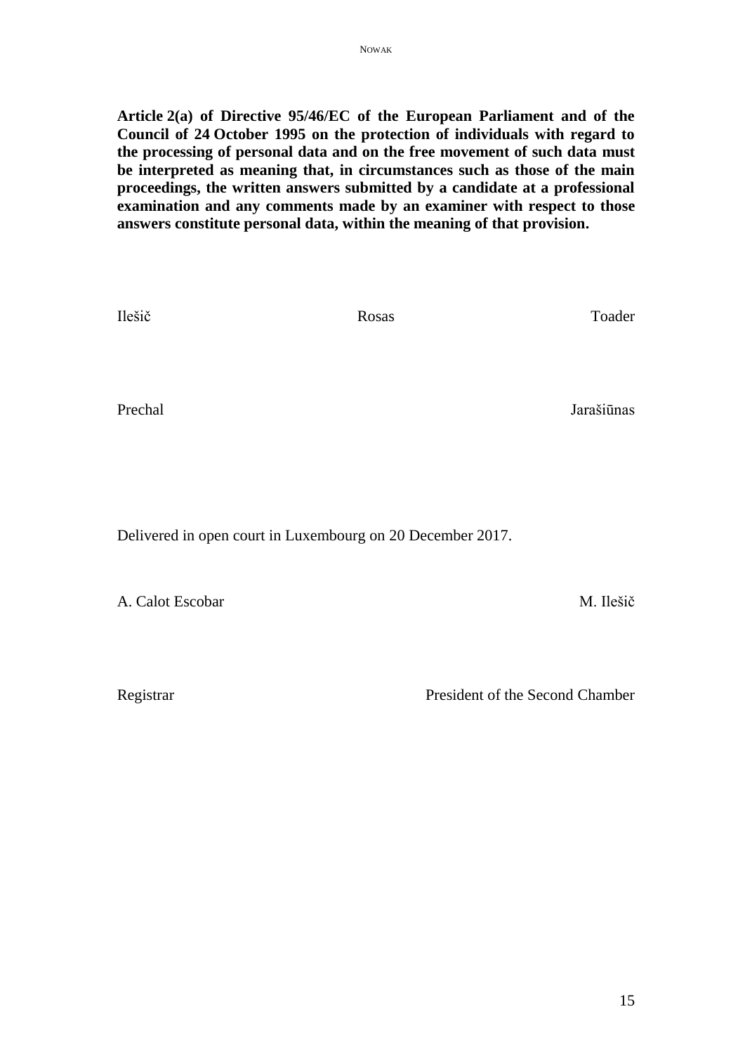**Article 2(a) of Directive 95/46/EC of the European Parliament and of the Council of 24 October 1995 on the protection of individuals with regard to the processing of personal data and on the free movement of such data must be interpreted as meaning that, in circumstances such as those of the main proceedings, the written answers submitted by a candidate at a professional examination and any comments made by an examiner with respect to those answers constitute personal data, within the meaning of that provision.**

Ilešič Rosas Toader

Prechal Jarašiūnas

Delivered in open court in Luxembourg on 20 December 2017.

A. Calot Escobar M. Ilešič

Registrar President of the Second Chamber